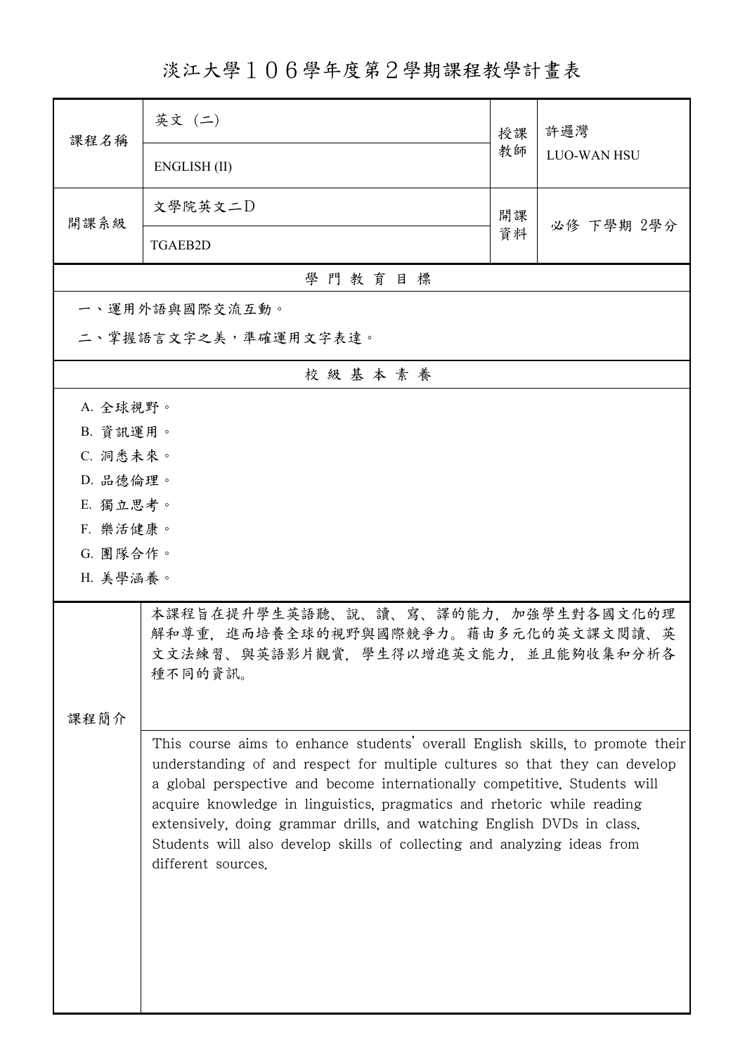# 淡江大學１０６學年度第２學期課程教學計畫表

| 課程名稱 | 英文（二） | 授課教師 | 許邏灣 |
| --- | --- | --- | --- |
| | ENGLISH (II) | | LUO-WAN HSU |
| 開課系級 | 文學院英文二D | 開課資料 | 必修 下學期 2學分 |
| | TGAEB2D | | |

## 學門教育目標

一、運用外語與國際交流互動。

二、掌握語言文字之美，準確運用文字表達。

## 校級基本素養

A. 全球視野。

B. 資訊運用。

C. 洞悉未來。

D. 品德倫理。

E. 獨立思考。

F. 樂活健康。

G. 團隊合作。

H. 美學涵養。

## 課程簡介

本課程旨在提升學生英語聽、說、讀、寫、譯的能力，加強學生對各國文化的理解和尊重，進而培養全球的視野與國際競爭力。藉由多元化的英文課文閱讀、英文文法練習、與英語影片觀賞，學生得以增進英文能力，並且能夠收集和分析各種不同的資訊。

This course aims to enhance students' overall English skills, to promote their understanding of and respect for multiple cultures so that they can develop a global perspective and become internationally competitive. Students will acquire knowledge in linguistics, pragmatics and rhetoric while reading extensively, doing grammar drills, and watching English DVDs in class. Students will also develop skills of collecting and analyzing ideas from different sources.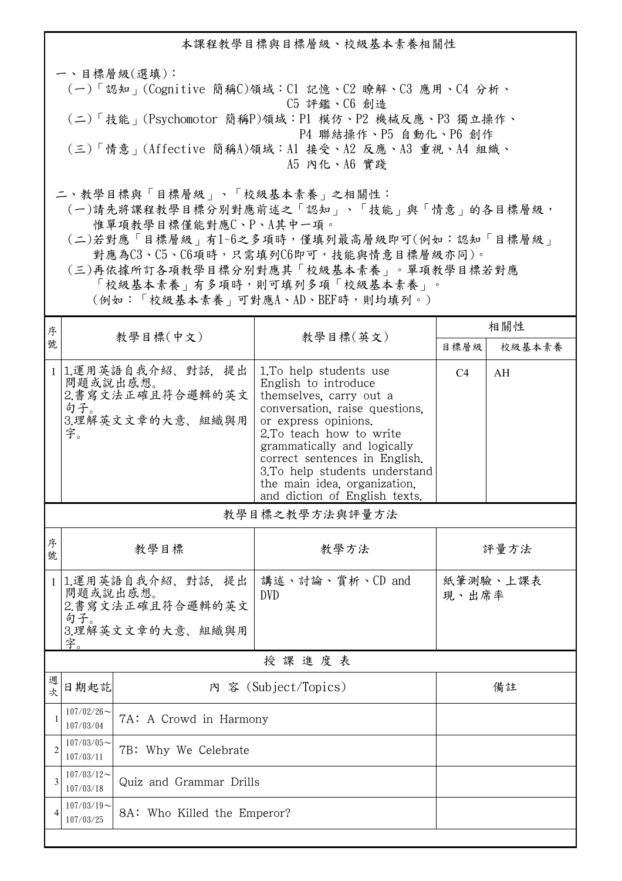## 本課程教學目標與目標層級、校級基本素養相關性

一、目標層級(選填)：

(一)「認知」(Cognitive 簡稱C)領域：C1 記憶、C2 瞭解、C3 應用、C4 分析、C5 評鑑、C6 創造

(二)「技能」(Psychomotor 簡稱P)領域：P1 模仿、P2 機械反應、P3 獨立操作、P4 聯結操作、P5 自動化、P6 創作

(三)「情意」(Affective 簡稱A)領域：A1 接受、A2 反應、A3 重視、A4 組織、A5 內化、A6 實踐

二、教學目標與「目標層級」、「校級基本素養」之相關性：

(一)請先將課程教學目標分別對應前述之「認知」、「技能」與「情意」的各目標層級，惟單項教學目標僅能對應C、P、A其中一項。

(二)若對應「目標層級」有1~6之多項時，僅填列最高層級即可(例如：認知「目標層級」對應為C3、C5、C6項時，只需填列C6即可，技能與情意目標層級亦同)。

(三)再依據所訂各項教學目標分別對應其「校級基本素養」。單項教學目標若對應「校級基本素養」有多項時，則可填列多項「校級基本素養」。(例如：「校級基本素養」可對應A、AD、BEF時，則均填列。)

| 序號 | 教學目標(中文) | 教學目標(英文) | 相關性 | |
|---|---|---|---|---|
| | | | 目標層級 | 校級基本素養 |
| 1 | 1.運用英語自我介紹、對話，提出問題或說出感想。<br>2.書寫文法正確且符合邏輯的英文句子。<br>3.理解英文文章的大意、組織與用字。 | 1.To help students use English to introduce themselves, carry out a conversation, raise questions, or express opinions.<br>2.To teach how to write grammatically and logically correct sentences in English.<br>3.To help students understand the main idea, organization, and diction of English texts. | C4 | AH |

## 教學目標之教學方法與評量方法

| 序號 | 教學目標 | 教學方法 | 評量方法 |
|---|---|---|---|
| 1 | 1.運用英語自我介紹、對話，提出問題或說出感想。<br>2.書寫文法正確且符合邏輯的英文句子。<br>3.理解英文文章的大意、組織與用字。 | 講述、討論、賞析、CD and DVD | 紙筆測驗、上課表現、出席率 |

## 授 課 進 度 表

| 週次 | 日期起訖 | 內 容 (Subject/Topics) | 備註 |
|---|---|---|---|
| 1 | 107/02/26~107/03/04 | 7A: A Crowd in Harmony | |
| 2 | 107/03/05~107/03/11 | 7B: Why We Celebrate | |
| 3 | 107/03/12~107/03/18 | Quiz and Grammar Drills | |
| 4 | 107/03/19~107/03/25 | 8A: Who Killed the Emperor? | |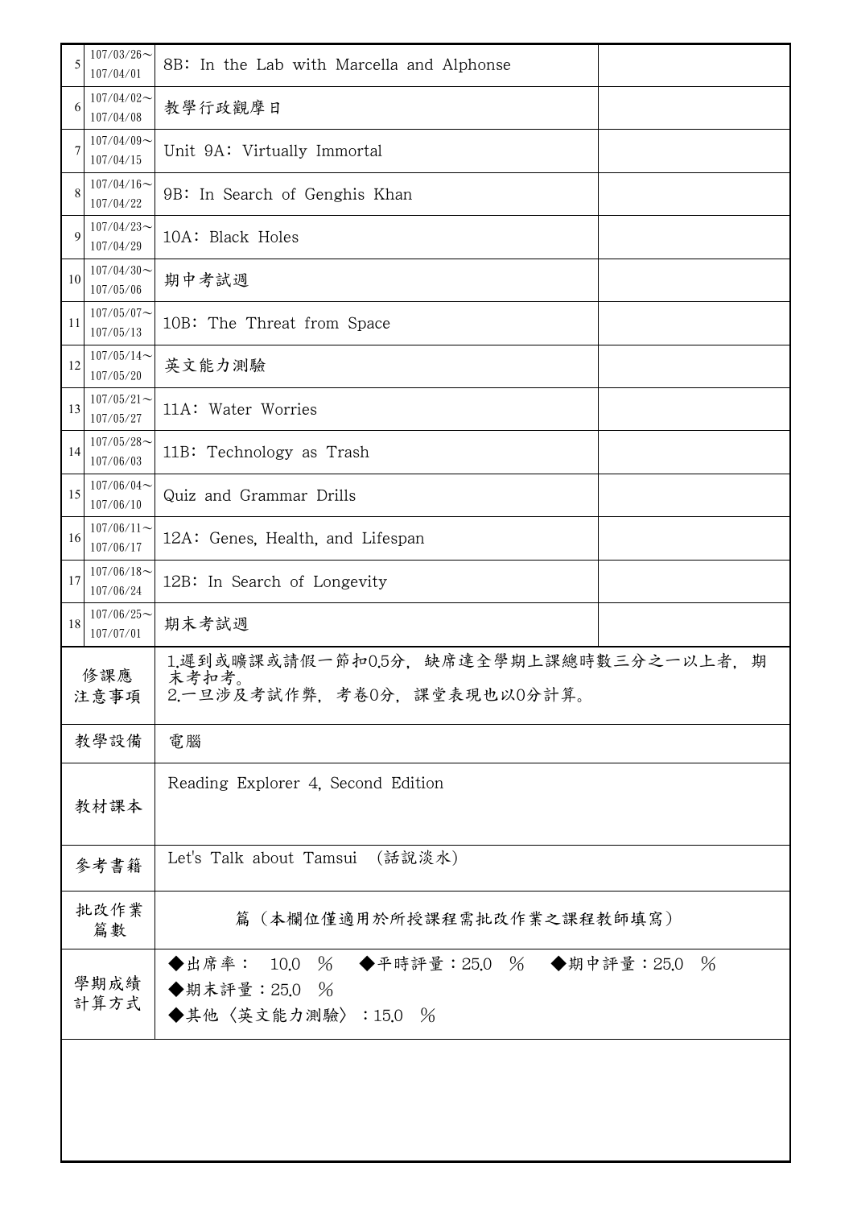| | | | |
|---|---|---|---|
| 5 | 107/03/26～<br>107/04/01 | 8B：In the Lab with Marcella and Alphonse | |
| 6 | 107/04/02～<br>107/04/08 | 教學行政觀摩日 | |
| 7 | 107/04/09～<br>107/04/15 | Unit 9A：Virtually Immortal | |
| 8 | 107/04/16～<br>107/04/22 | 9B：In Search of Genghis Khan | |
| 9 | 107/04/23～<br>107/04/29 | 10A：Black Holes | |
| 10 | 107/04/30～<br>107/05/06 | 期中考試週 | |
| 11 | 107/05/07～<br>107/05/13 | 10B：The Threat from Space | |
| 12 | 107/05/14～<br>107/05/20 | 英文能力測驗 | |
| 13 | 107/05/21～<br>107/05/27 | 11A：Water Worries | |
| 14 | 107/05/28～<br>107/06/03 | 11B：Technology as Trash | |
| 15 | 107/06/04～<br>107/06/10 | Quiz and Grammar Drills | |
| 16 | 107/06/11～<br>107/06/17 | 12A：Genes, Health, and Lifespan | |
| 17 | 107/06/18～<br>107/06/24 | 12B：In Search of Longevity | |
| 18 | 107/06/25～<br>107/07/01 | 期末考試週 | |
| 修課應注意事項 | | 1.遲到或曠課或請假一節扣0.5分，缺席達全學期上課總時數三分之一以上者，期末考扣考。<br>2.一旦涉及考試作弊，考卷0分，課堂表現也以0分計算。 | |
| 教學設備 | | 電腦 | |
| 教材課本 | | Reading Explorer 4, Second Edition | |
| 參考書籍 | | Let's Talk about Tamsui （話說淡水） | |
| 批改作業篇數 | | 篇（本欄位僅適用於所授課程需批改作業之課程教師填寫） | |
| 學期成績計算方式 | | ◆出席率： 10.0 ％ ◆平時評量：25.0 ％ ◆期中評量：25.0 ％<br>◆期末評量：25.0 ％<br>◆其他〈英文能力測驗〉：15.0 ％ | |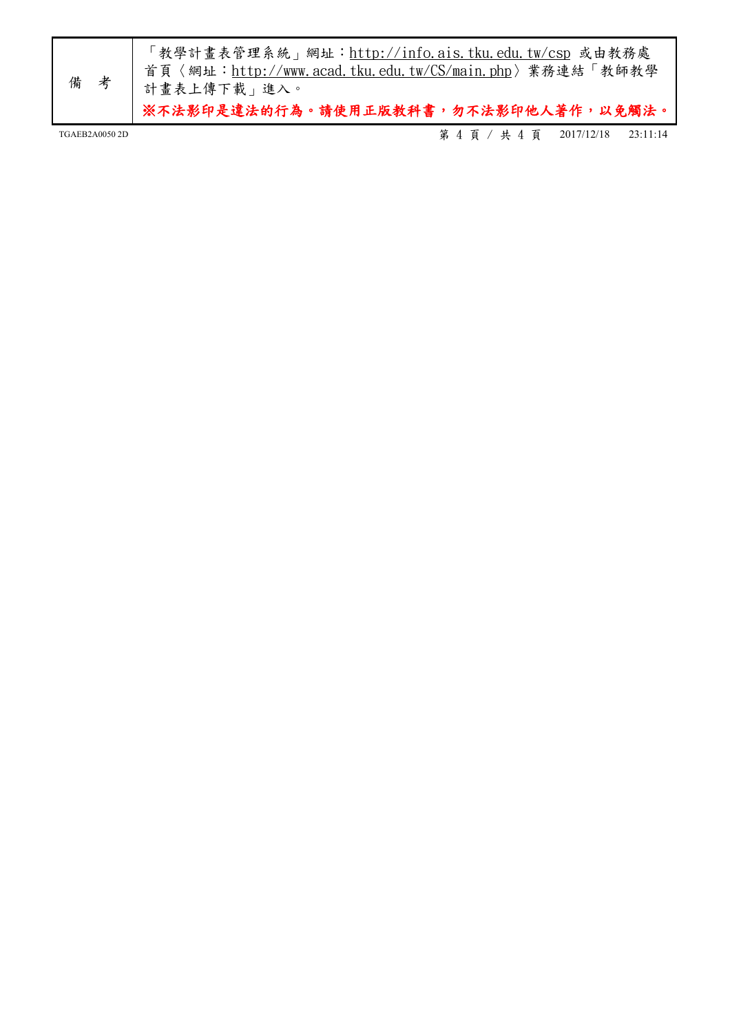| | |
|---|---|
| 備　考 | 「教學計畫表管理系統」網址：http://info.ais.tku.edu.tw/csp 或由教務處首頁〈網址：http://www.acad.tku.edu.tw/CS/main.php〉業務連結「教師教學計畫表上傳下載」進入。<br>**※不法影印是違法的行為。請使用正版教科書，勿不法影印他人著作，以免觸法。** |

TGAEB2A0050 2D